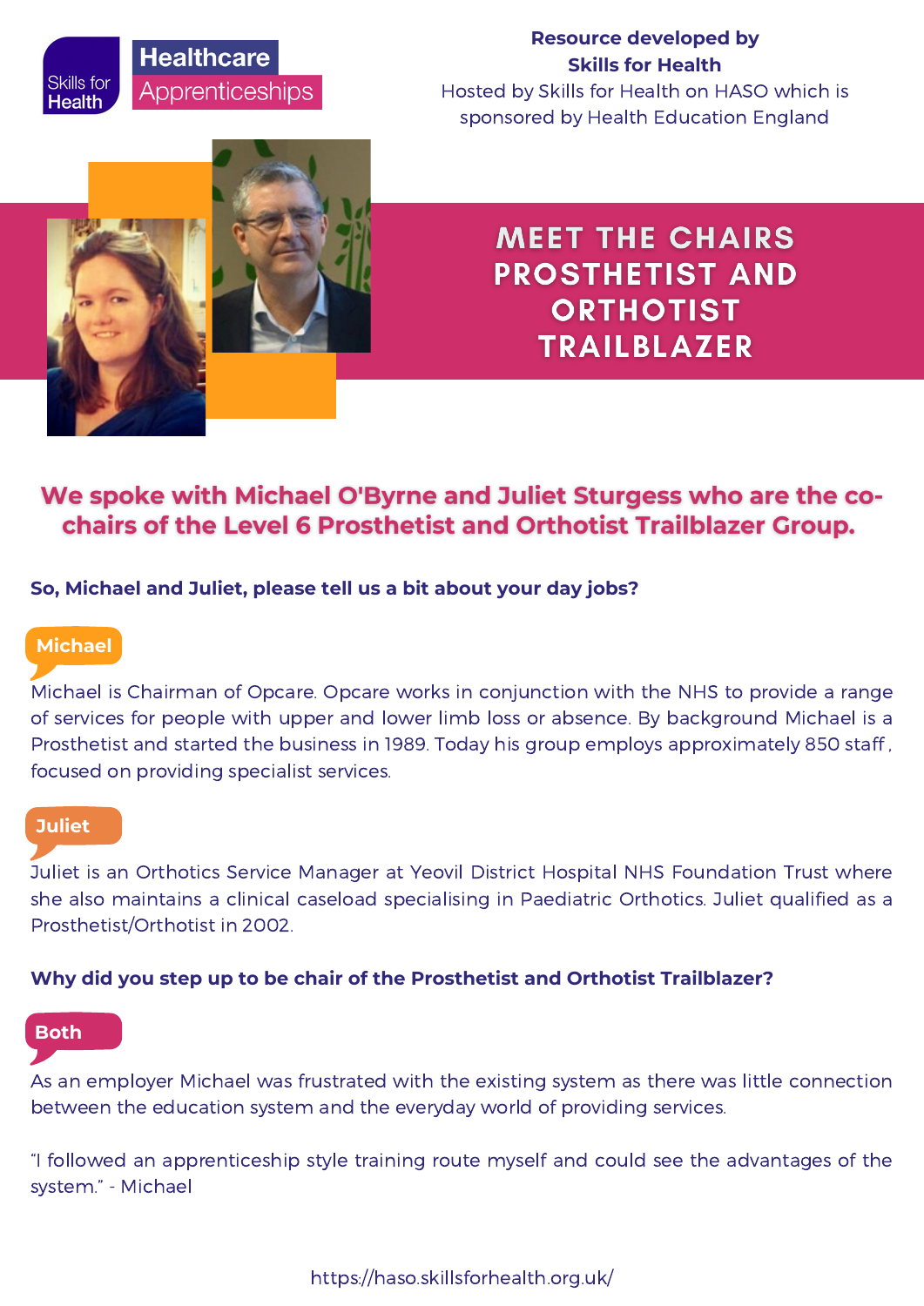Skills for Health

Healthcare Apprenticeships

**Resource developed by Skills for Health**
Hosted by Skills for Health on HASO which is sponsored by Health Education England

# MEET THE CHAIRS PROSTHETIST AND ORTHOTIST TRAILBLAZER

## We spoke with Michael O'Byrne and Juliet Sturgess who are the co-chairs of the Level 6 Prosthetist and Orthotist Trailblazer Group.

**So, Michael and Juliet, please tell us a bit about your day jobs?**

**Michael**

Michael is Chairman of Opcare. Opcare works in conjunction with the NHS to provide a range of services for people with upper and lower limb loss or absence. By background Michael is a Prosthetist and started the business in 1989. Today his group employs approximately 850 staff , focused on providing specialist services.

**Juliet**

Juliet is an Orthotics Service Manager at Yeovil District Hospital NHS Foundation Trust where she also maintains a clinical caseload specialising in Paediatric Orthotics. Juliet qualified as a Prosthetist/Orthotist in 2002.

**Why did you step up to be chair of the Prosthetist and Orthotist Trailblazer?**

**Both**

As an employer Michael was frustrated with the existing system as there was little connection between the education system and the everyday world of providing services.

"I followed an apprenticeship style training route myself and could see the advantages of the system." - Michael

https://haso.skillsforhealth.org.uk/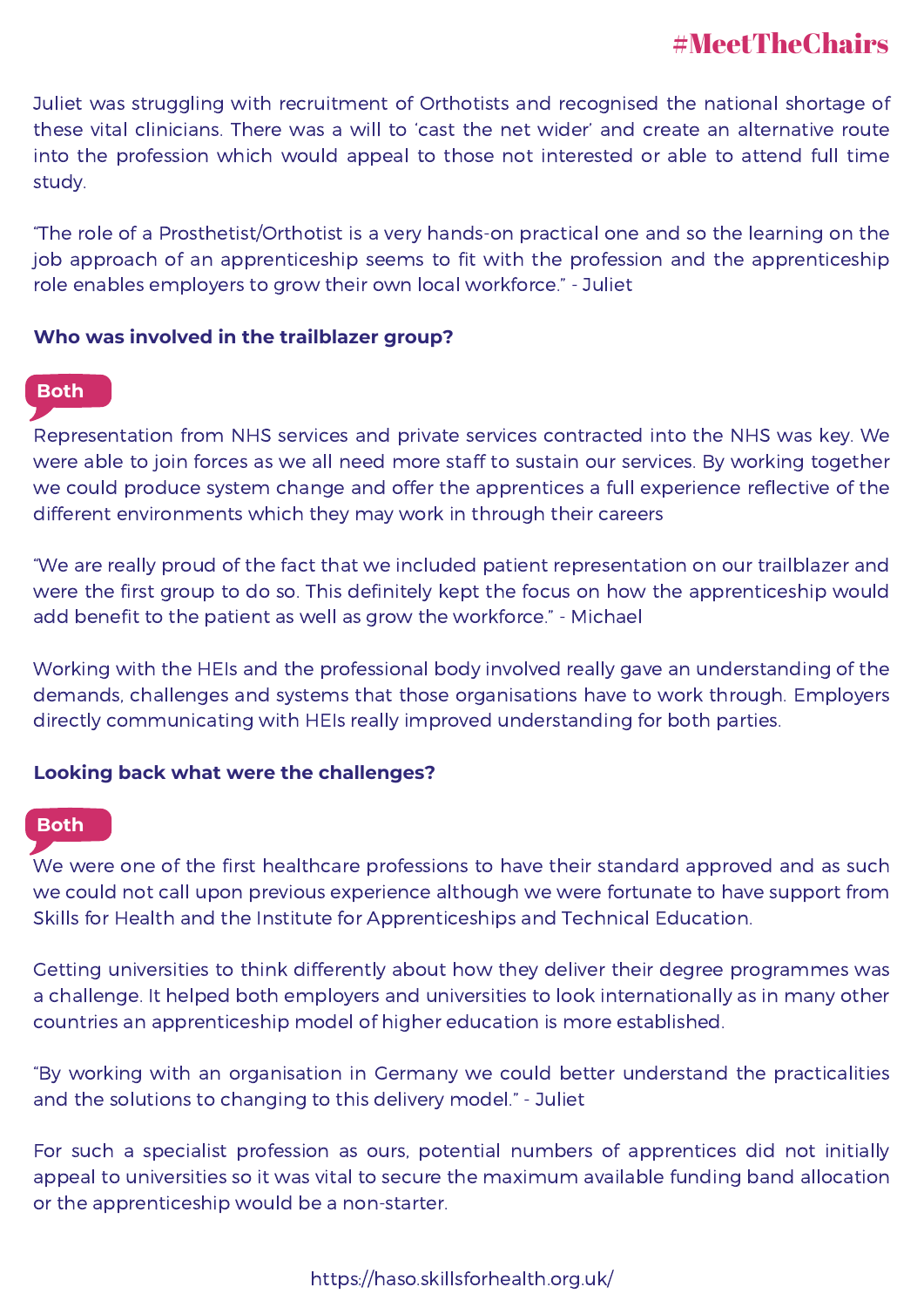Juliet was struggling with recruitment of Orthotists and recognised the national shortage of these vital clinicians. There was a will to 'cast the net wider' and create an alternative route into the profession which would appeal to those not interested or able to attend full time study.

"The role of a Prosthetist/Orthotist is a very hands-on practical one and so the learning on the job approach of an apprenticeship seems to fit with the profession and the apprenticeship role enables employers to grow their own local workforce." - Juliet

**Who was involved in the trailblazer group?**

**Both**

Representation from NHS services and private services contracted into the NHS was key. We were able to join forces as we all need more staff to sustain our services. By working together we could produce system change and offer the apprentices a full experience reflective of the different environments which they may work in through their careers

"We are really proud of the fact that we included patient representation on our trailblazer and were the first group to do so. This definitely kept the focus on how the apprenticeship would add benefit to the patient as well as grow the workforce." - Michael

Working with the HEIs and the professional body involved really gave an understanding of the demands, challenges and systems that those organisations have to work through. Employers directly communicating with HEIs really improved understanding for both parties.

**Looking back what were the challenges?**

**Both**

We were one of the first healthcare professions to have their standard approved and as such we could not call upon previous experience although we were fortunate to have support from Skills for Health and the Institute for Apprenticeships and Technical Education.

Getting universities to think differently about how they deliver their degree programmes was a challenge. It helped both employers and universities to look internationally as in many other countries an apprenticeship model of higher education is more established.

"By working with an organisation in Germany we could better understand the practicalities and the solutions to changing to this delivery model." - Juliet

For such a specialist profession as ours, potential numbers of apprentices did not initially appeal to universities so it was vital to secure the maximum available funding band allocation or the apprenticeship would be a non-starter.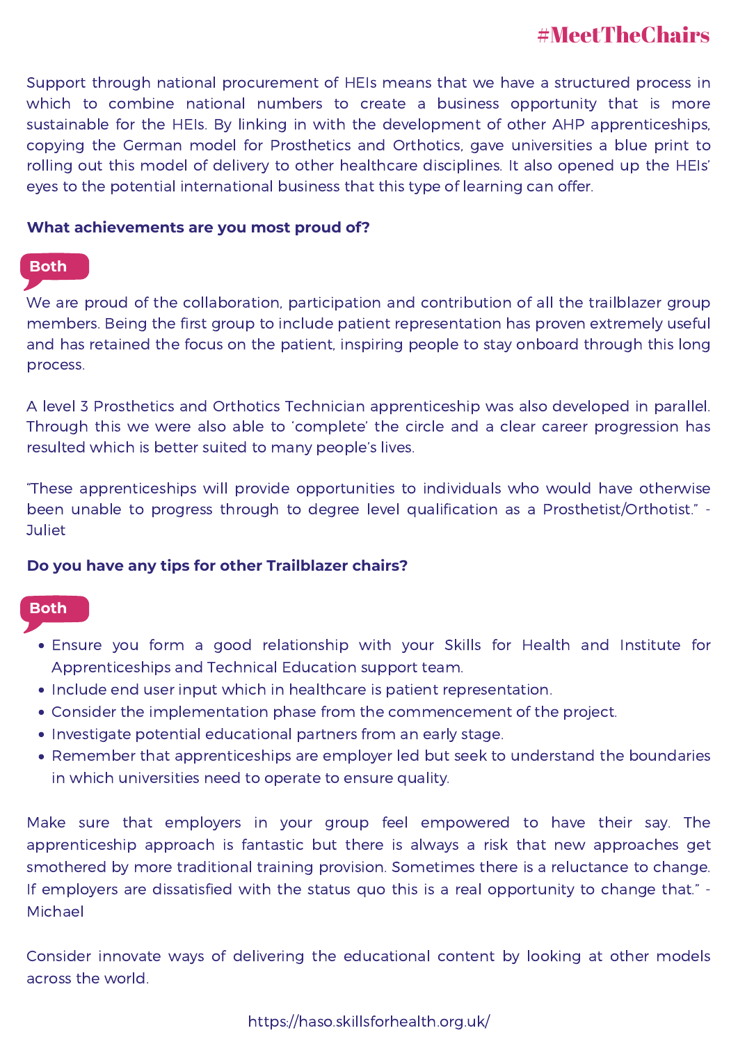Support through national procurement of HEIs means that we have a structured process in which to combine national numbers to create a business opportunity that is more sustainable for the HEIs. By linking in with the development of other AHP apprenticeships, copying the German model for Prosthetics and Orthotics, gave universities a blue print to rolling out this model of delivery to other healthcare disciplines. It also opened up the HEIs' eyes to the potential international business that this type of learning can offer.

**What achievements are you most proud of?**

**Both**

We are proud of the collaboration, participation and contribution of all the trailblazer group members. Being the first group to include patient representation has proven extremely useful and has retained the focus on the patient, inspiring people to stay onboard through this long process.

A level 3 Prosthetics and Orthotics Technician apprenticeship was also developed in parallel. Through this we were also able to 'complete' the circle and a clear career progression has resulted which is better suited to many people's lives.

"These apprenticeships will provide opportunities to individuals who would have otherwise been unable to progress through to degree level qualification as a Prosthetist/Orthotist." - Juliet

**Do you have any tips for other Trailblazer chairs?**

**Both**

- Ensure you form a good relationship with your Skills for Health and Institute for Apprenticeships and Technical Education support team.
- Include end user input which in healthcare is patient representation.
- Consider the implementation phase from the commencement of the project.
- Investigate potential educational partners from an early stage.
- Remember that apprenticeships are employer led but seek to understand the boundaries in which universities need to operate to ensure quality.

Make sure that employers in your group feel empowered to have their say. The apprenticeship approach is fantastic but there is always a risk that new approaches get smothered by more traditional training provision. Sometimes there is a reluctance to change. If employers are dissatisfied with the status quo this is a real opportunity to change that." - Michael

Consider innovate ways of delivering the educational content by looking at other models across the world.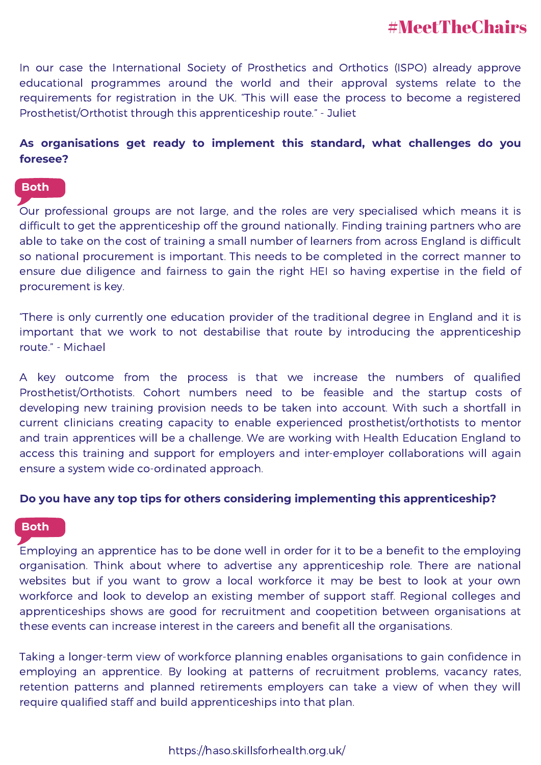In our case the International Society of Prosthetics and Orthotics (ISPO) already approve educational programmes around the world and their approval systems relate to the requirements for registration in the UK. "This will ease the process to become a registered Prosthetist/Orthotist through this apprenticeship route." - Juliet

**As organisations get ready to implement this standard, what challenges do you foresee?**

**Both**

Our professional groups are not large, and the roles are very specialised which means it is difficult to get the apprenticeship off the ground nationally. Finding training partners who are able to take on the cost of training a small number of learners from across England is difficult so national procurement is important. This needs to be completed in the correct manner to ensure due diligence and fairness to gain the right HEI so having expertise in the field of procurement is key.

"There is only currently one education provider of the traditional degree in England and it is important that we work to not destabilise that route by introducing the apprenticeship route." - Michael

A key outcome from the process is that we increase the numbers of qualified Prosthetist/Orthotists. Cohort numbers need to be feasible and the startup costs of developing new training provision needs to be taken into account. With such a shortfall in current clinicians creating capacity to enable experienced prosthetist/orthotists to mentor and train apprentices will be a challenge. We are working with Health Education England to access this training and support for employers and inter-employer collaborations will again ensure a system wide co-ordinated approach.

**Do you have any top tips for others considering implementing this apprenticeship?**

**Both**

Employing an apprentice has to be done well in order for it to be a benefit to the employing organisation. Think about where to advertise any apprenticeship role. There are national websites but if you want to grow a local workforce it may be best to look at your own workforce and look to develop an existing member of support staff. Regional colleges and apprenticeships shows are good for recruitment and coopetition between organisations at these events can increase interest in the careers and benefit all the organisations.

Taking a longer-term view of workforce planning enables organisations to gain confidence in employing an apprentice. By looking at patterns of recruitment problems, vacancy rates, retention patterns and planned retirements employers can take a view of when they will require qualified staff and build apprenticeships into that plan.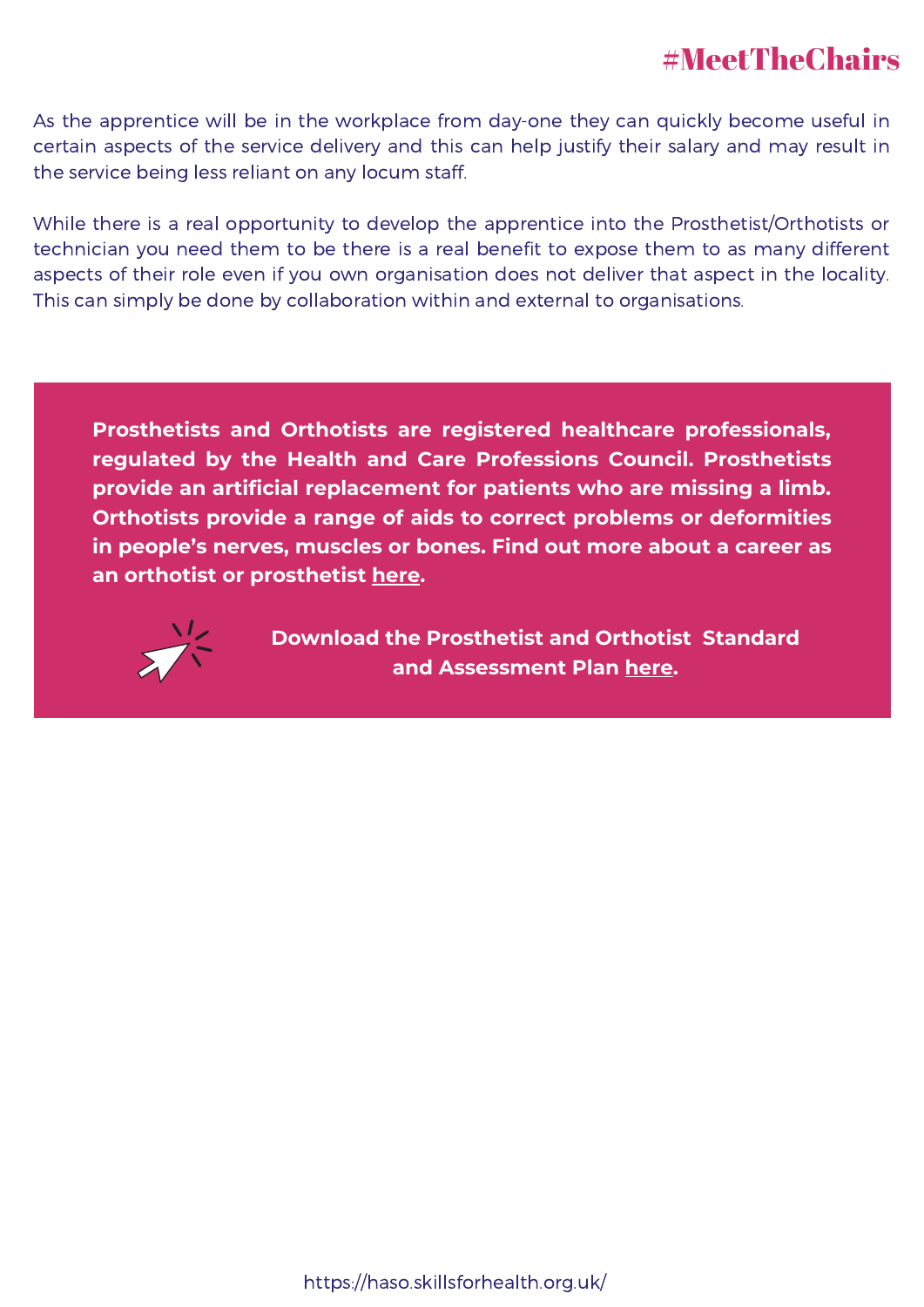As the apprentice will be in the workplace from day-one they can quickly become useful in certain aspects of the service delivery and this can help justify their salary and may result in the service being less reliant on any locum staff.

While there is a real opportunity to develop the apprentice into the Prosthetist/Orthotists or technician you need them to be there is a real benefit to expose them to as many different aspects of their role even if you own organisation does not deliver that aspect in the locality. This can simply be done by collaboration within and external to organisations.

**Prosthetists and Orthotists are registered healthcare professionals, regulated by the Health and Care Professions Council. Prosthetists provide an artificial replacement for patients who are missing a limb. Orthotists provide a range of aids to correct problems or deformities in people's nerves, muscles or bones. Find out more about a career as an orthotist or prosthetist here.**

**Download the Prosthetist and Orthotist Standard and Assessment Plan here.**

https://haso.skillsforhealth.org.uk/